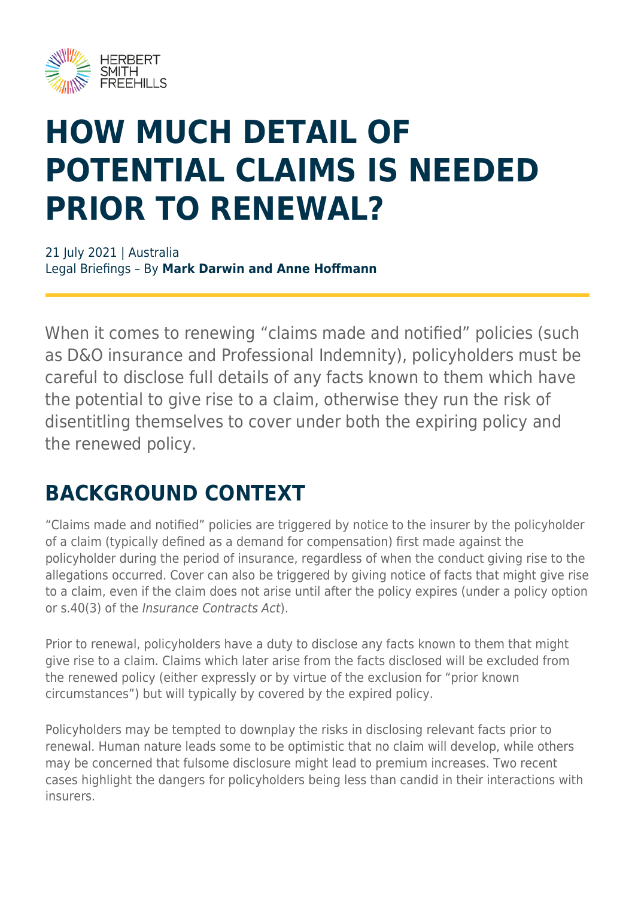# HOW MUCH DETAIL OF POTENTIAL CLAIMS IS NEEDED PRIOR TO RENEWAL?

21 July 2021 | Australia
Legal Briefings – By **Mark Darwin and Anne Hoffmann**

When it comes to renewing "claims made and notified" policies (such as D&O insurance and Professional Indemnity), policyholders must be careful to disclose full details of any facts known to them which have the potential to give rise to a claim, otherwise they run the risk of disentitling themselves to cover under both the expiring policy and the renewed policy.

## BACKGROUND CONTEXT

"Claims made and notified" policies are triggered by notice to the insurer by the policyholder of a claim (typically defined as a demand for compensation) first made against the policyholder during the period of insurance, regardless of when the conduct giving rise to the allegations occurred. Cover can also be triggered by giving notice of facts that might give rise to a claim, even if the claim does not arise until after the policy expires (under a policy option or s.40(3) of the *Insurance Contracts Act*).

Prior to renewal, policyholders have a duty to disclose any facts known to them that might give rise to a claim. Claims which later arise from the facts disclosed will be excluded from the renewed policy (either expressly or by virtue of the exclusion for "prior known circumstances") but will typically by covered by the expired policy.

Policyholders may be tempted to downplay the risks in disclosing relevant facts prior to renewal. Human nature leads some to be optimistic that no claim will develop, while others may be concerned that fulsome disclosure might lead to premium increases. Two recent cases highlight the dangers for policyholders being less than candid in their interactions with insurers.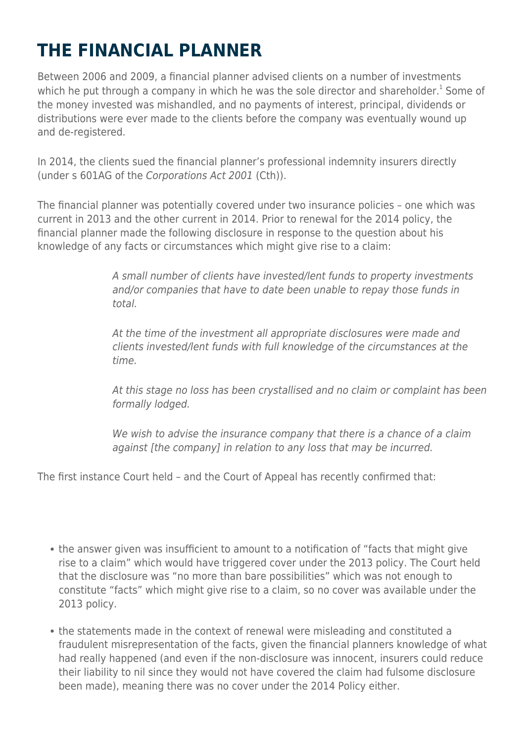# THE FINANCIAL PLANNER

Between 2006 and 2009, a financial planner advised clients on a number of investments which he put through a company in which he was the sole director and shareholder.[1] Some of the money invested was mishandled, and no payments of interest, principal, dividends or distributions were ever made to the clients before the company was eventually wound up and de-registered.

In 2014, the clients sued the financial planner's professional indemnity insurers directly (under s 601AG of the *Corporations Act 2001* (Cth)).

The financial planner was potentially covered under two insurance policies – one which was current in 2013 and the other current in 2014. Prior to renewal for the 2014 policy, the financial planner made the following disclosure in response to the question about his knowledge of any facts or circumstances which might give rise to a claim:

> *A small number of clients have invested/lent funds to property investments and/or companies that have to date been unable to repay those funds in total.*
>
> *At the time of the investment all appropriate disclosures were made and clients invested/lent funds with full knowledge of the circumstances at the time.*
>
> *At this stage no loss has been crystallised and no claim or complaint has been formally lodged.*
>
> *We wish to advise the insurance company that there is a chance of a claim against [the company] in relation to any loss that may be incurred.*

The first instance Court held – and the Court of Appeal has recently confirmed that:

- the answer given was insufficient to amount to a notification of "facts that might give rise to a claim" which would have triggered cover under the 2013 policy. The Court held that the disclosure was "no more than bare possibilities" which was not enough to constitute "facts" which might give rise to a claim, so no cover was available under the 2013 policy.
- the statements made in the context of renewal were misleading and constituted a fraudulent misrepresentation of the facts, given the financial planners knowledge of what had really happened (and even if the non-disclosure was innocent, insurers could reduce their liability to nil since they would not have covered the claim had fulsome disclosure been made), meaning there was no cover under the 2014 Policy either.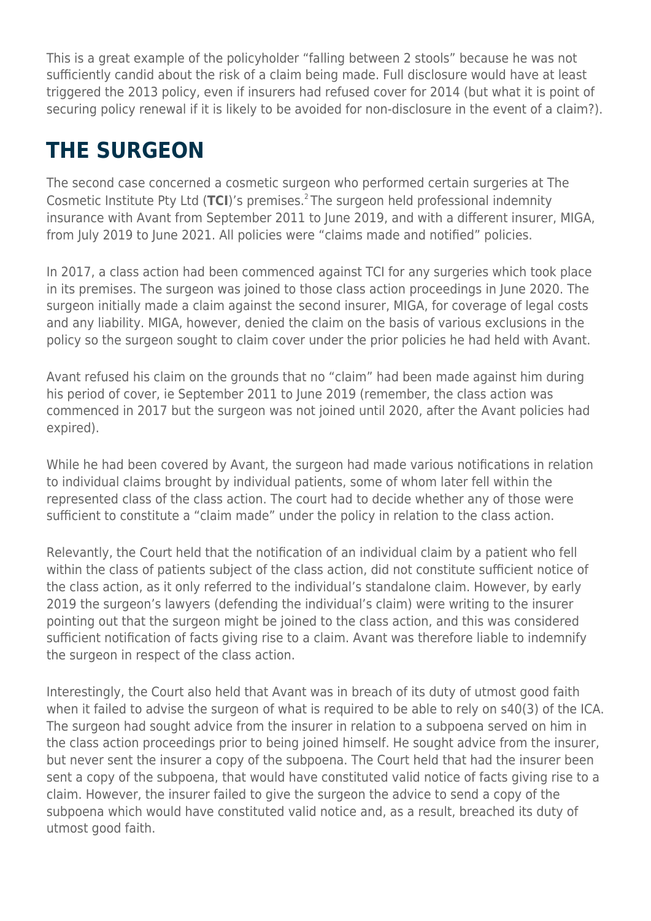This is a great example of the policyholder "falling between 2 stools" because he was not sufficiently candid about the risk of a claim being made. Full disclosure would have at least triggered the 2013 policy, even if insurers had refused cover for 2014 (but what it is point of securing policy renewal if it is likely to be avoided for non-disclosure in the event of a claim?).

## THE SURGEON

The second case concerned a cosmetic surgeon who performed certain surgeries at The Cosmetic Institute Pty Ltd (**TCI**)'s premises.[2] The surgeon held professional indemnity insurance with Avant from September 2011 to June 2019, and with a different insurer, MIGA, from July 2019 to June 2021. All policies were "claims made and notified" policies.

In 2017, a class action had been commenced against TCI for any surgeries which took place in its premises. The surgeon was joined to those class action proceedings in June 2020. The surgeon initially made a claim against the second insurer, MIGA, for coverage of legal costs and any liability. MIGA, however, denied the claim on the basis of various exclusions in the policy so the surgeon sought to claim cover under the prior policies he had held with Avant.

Avant refused his claim on the grounds that no "claim" had been made against him during his period of cover, ie September 2011 to June 2019 (remember, the class action was commenced in 2017 but the surgeon was not joined until 2020, after the Avant policies had expired).

While he had been covered by Avant, the surgeon had made various notifications in relation to individual claims brought by individual patients, some of whom later fell within the represented class of the class action. The court had to decide whether any of those were sufficient to constitute a "claim made" under the policy in relation to the class action.

Relevantly, the Court held that the notification of an individual claim by a patient who fell within the class of patients subject of the class action, did not constitute sufficient notice of the class action, as it only referred to the individual's standalone claim. However, by early 2019 the surgeon's lawyers (defending the individual's claim) were writing to the insurer pointing out that the surgeon might be joined to the class action, and this was considered sufficient notification of facts giving rise to a claim. Avant was therefore liable to indemnify the surgeon in respect of the class action.

Interestingly, the Court also held that Avant was in breach of its duty of utmost good faith when it failed to advise the surgeon of what is required to be able to rely on s40(3) of the ICA. The surgeon had sought advice from the insurer in relation to a subpoena served on him in the class action proceedings prior to being joined himself. He sought advice from the insurer, but never sent the insurer a copy of the subpoena. The Court held that had the insurer been sent a copy of the subpoena, that would have constituted valid notice of facts giving rise to a claim. However, the insurer failed to give the surgeon the advice to send a copy of the subpoena which would have constituted valid notice and, as a result, breached its duty of utmost good faith.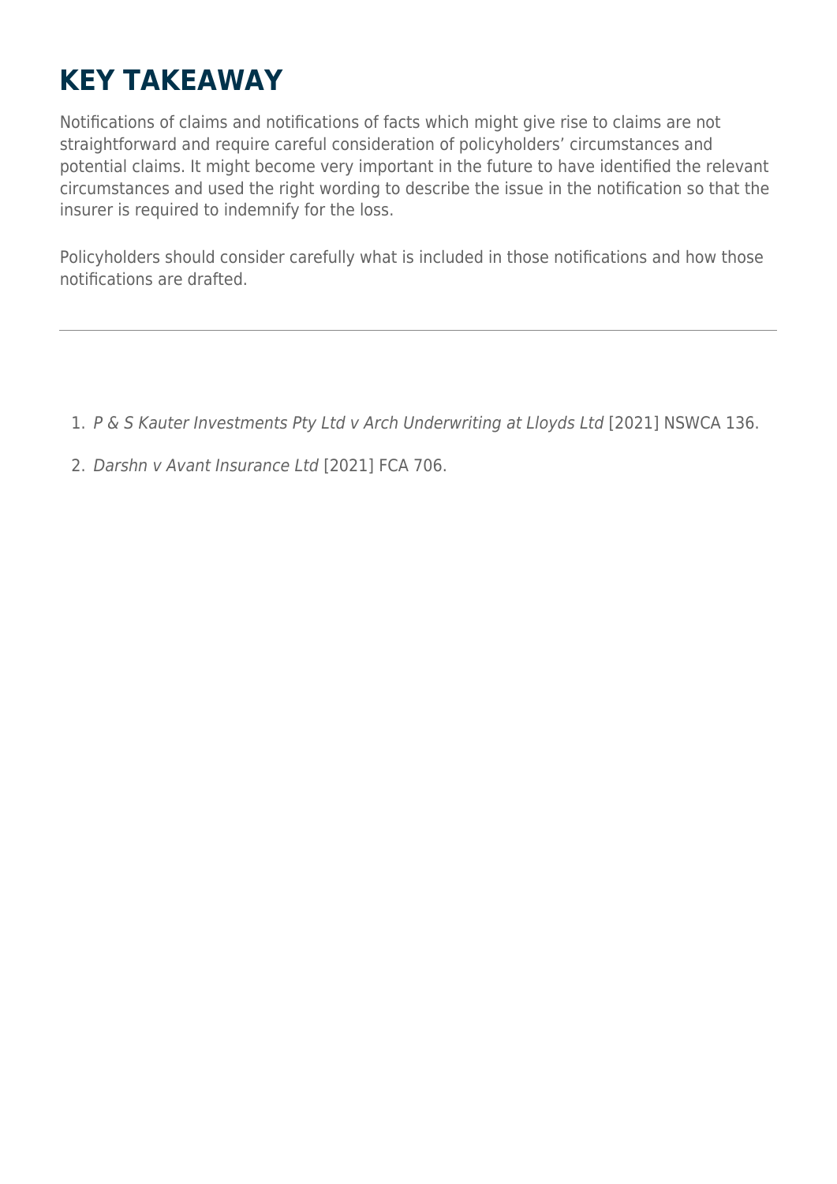# KEY TAKEAWAY

Notifications of claims and notifications of facts which might give rise to claims are not straightforward and require careful consideration of policyholders' circumstances and potential claims. It might become very important in the future to have identified the relevant circumstances and used the right wording to describe the issue in the notification so that the insurer is required to indemnify for the loss.

Policyholders should consider carefully what is included in those notifications and how those notifications are drafted.

---

1. *P & S Kauter Investments Pty Ltd v Arch Underwriting at Lloyds Ltd* [2021] NSWCA 136.
2. *Darshn v Avant Insurance Ltd* [2021] FCA 706.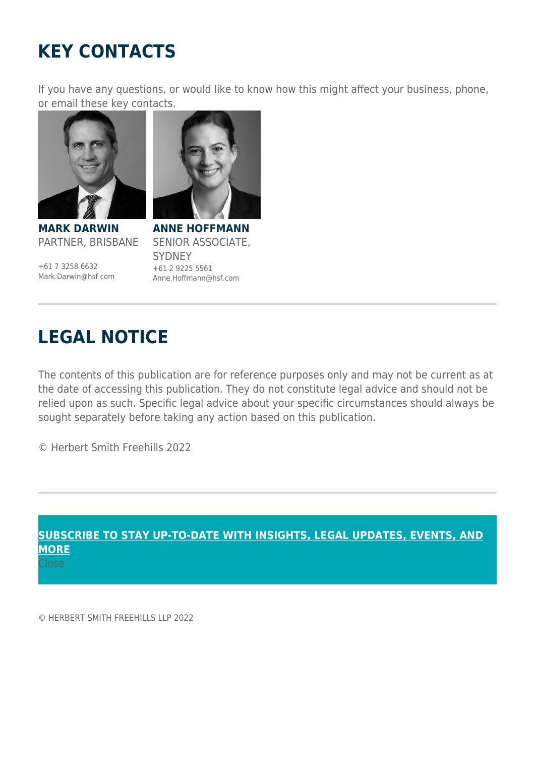## KEY CONTACTS

If you have any questions, or would like to know how this might affect your business, phone, or email these key contacts.

**MARK DARWIN**
PARTNER, BRISBANE

+61 7 3258 6632
Mark.Darwin@hsf.com

**ANNE HOFFMANN**
SENIOR ASSOCIATE, SYDNEY

+61 2 9225 5561
Anne.Hoffmann@hsf.com

## LEGAL NOTICE

The contents of this publication are for reference purposes only and may not be current as at the date of accessing this publication. They do not constitute legal advice and should not be relied upon as such. Specific legal advice about your specific circumstances should always be sought separately before taking any action based on this publication.

© Herbert Smith Freehills 2022

**SUBSCRIBE TO STAY UP-TO-DATE WITH INSIGHTS, LEGAL UPDATES, EVENTS, AND MORE**

Close

© HERBERT SMITH FREEHILLS LLP 2022